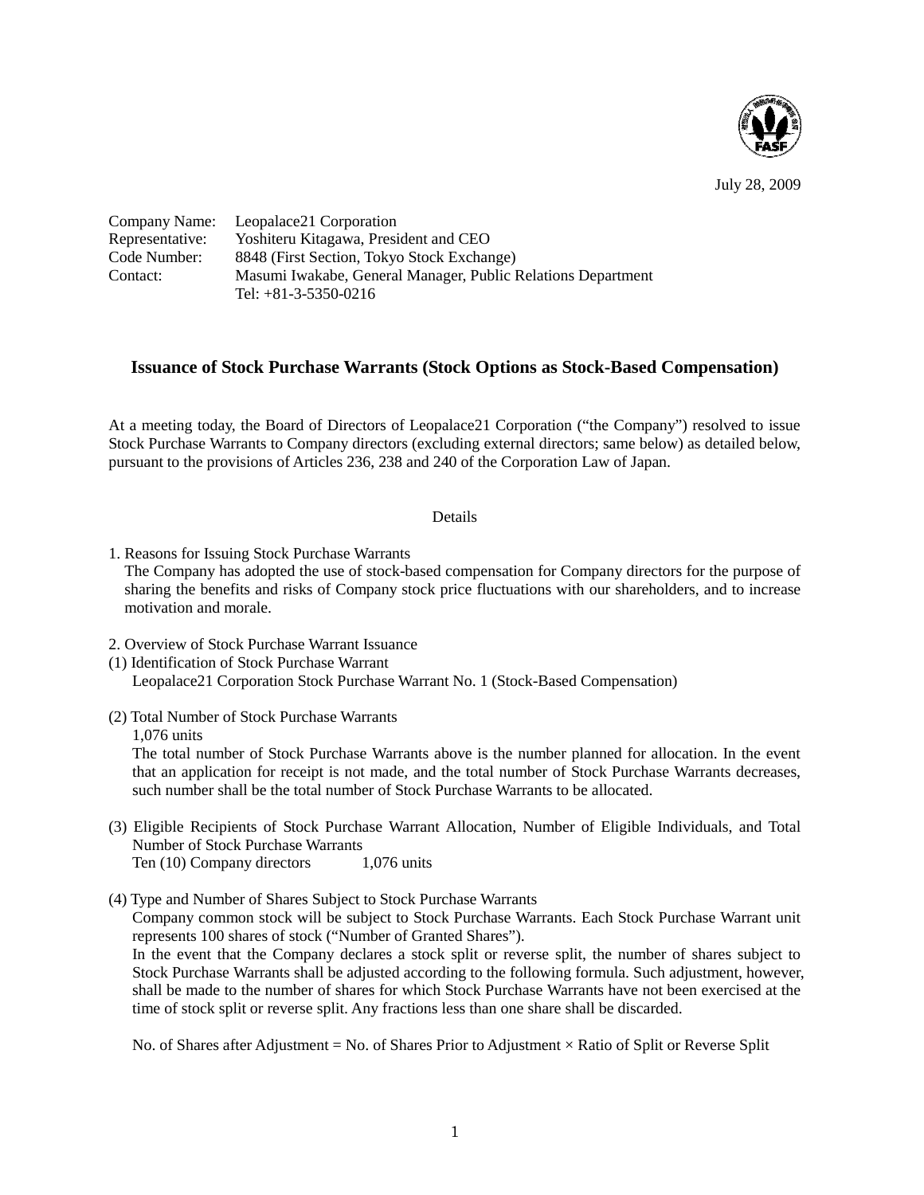July 28, 2009

Company Name: Leopalace21 Corporation
Representative: Yoshiteru Kitagawa, President and CEO
Code Number: 8848 (First Section, Tokyo Stock Exchange)
Contact: Masumi Iwakabe, General Manager, Public Relations Department
Tel: +81-3-5350-0216

## Issuance of Stock Purchase Warrants (Stock Options as Stock-Based Compensation)

At a meeting today, the Board of Directors of Leopalace21 Corporation ("the Company") resolved to issue Stock Purchase Warrants to Company directors (excluding external directors; same below) as detailed below, pursuant to the provisions of Articles 236, 238 and 240 of the Corporation Law of Japan.

Details

1. Reasons for Issuing Stock Purchase Warrants

   The Company has adopted the use of stock-based compensation for Company directors for the purpose of sharing the benefits and risks of Company stock price fluctuations with our shareholders, and to increase motivation and morale.

2. Overview of Stock Purchase Warrant Issuance

(1) Identification of Stock Purchase Warrant

   Leopalace21 Corporation Stock Purchase Warrant No. 1 (Stock-Based Compensation)

(2) Total Number of Stock Purchase Warrants

   1,076 units

   The total number of Stock Purchase Warrants above is the number planned for allocation. In the event that an application for receipt is not made, and the total number of Stock Purchase Warrants decreases, such number shall be the total number of Stock Purchase Warrants to be allocated.

(3) Eligible Recipients of Stock Purchase Warrant Allocation, Number of Eligible Individuals, and Total Number of Stock Purchase Warrants

   Ten (10) Company directors 1,076 units

(4) Type and Number of Shares Subject to Stock Purchase Warrants

   Company common stock will be subject to Stock Purchase Warrants. Each Stock Purchase Warrant unit represents 100 shares of stock ("Number of Granted Shares").

   In the event that the Company declares a stock split or reverse split, the number of shares subject to Stock Purchase Warrants shall be adjusted according to the following formula. Such adjustment, however, shall be made to the number of shares for which Stock Purchase Warrants have not been exercised at the time of stock split or reverse split. Any fractions less than one share shall be discarded.

   No. of Shares after Adjustment = No. of Shares Prior to Adjustment × Ratio of Split or Reverse Split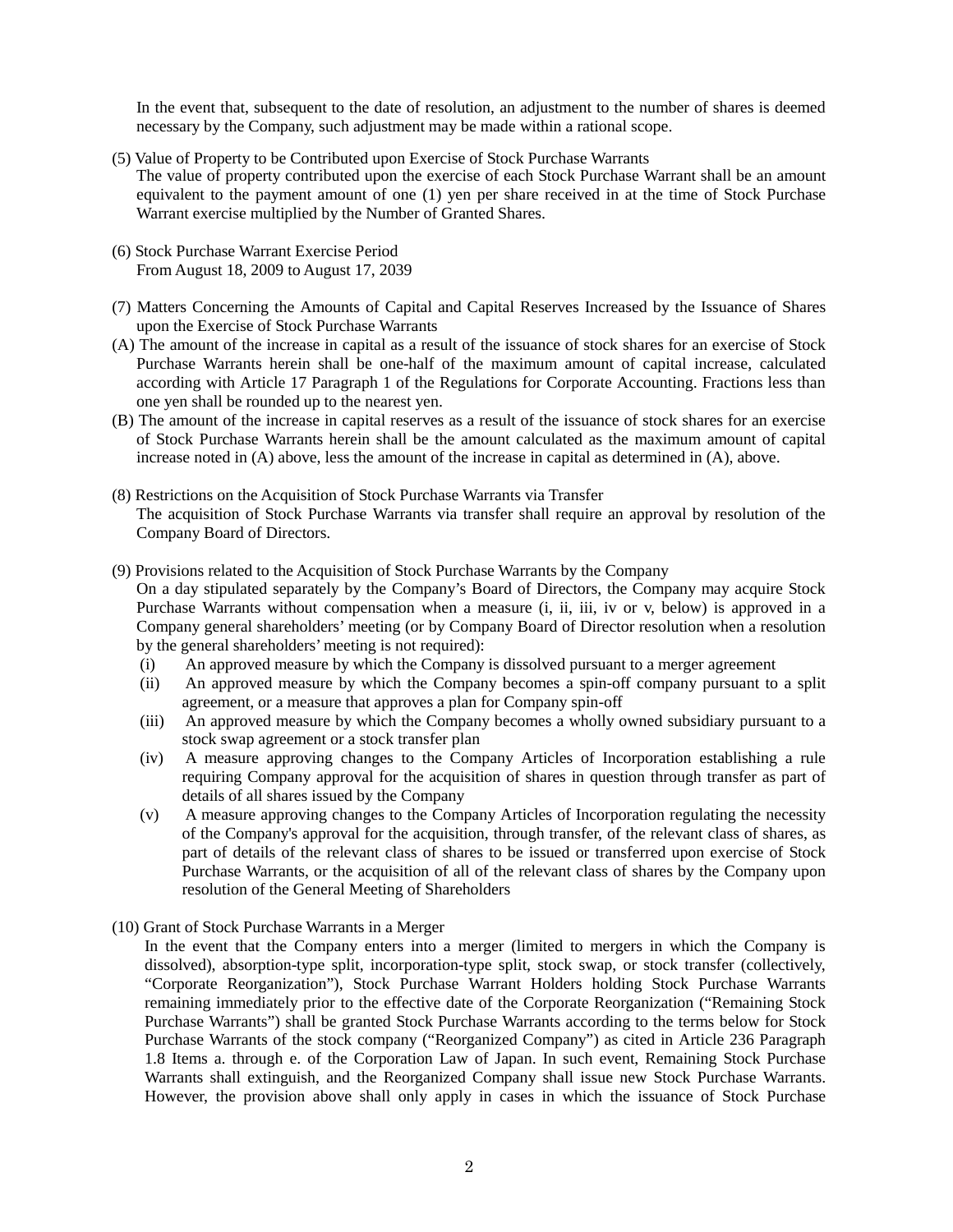In the event that, subsequent to the date of resolution, an adjustment to the number of shares is deemed necessary by the Company, such adjustment may be made within a rational scope.

(5) Value of Property to be Contributed upon Exercise of Stock Purchase Warrants

The value of property contributed upon the exercise of each Stock Purchase Warrant shall be an amount equivalent to the payment amount of one (1) yen per share received in at the time of Stock Purchase Warrant exercise multiplied by the Number of Granted Shares.

(6) Stock Purchase Warrant Exercise Period

From August 18, 2009 to August 17, 2039

(7) Matters Concerning the Amounts of Capital and Capital Reserves Increased by the Issuance of Shares upon the Exercise of Stock Purchase Warrants

(A) The amount of the increase in capital as a result of the issuance of stock shares for an exercise of Stock Purchase Warrants herein shall be one-half of the maximum amount of capital increase, calculated according with Article 17 Paragraph 1 of the Regulations for Corporate Accounting. Fractions less than one yen shall be rounded up to the nearest yen.

(B) The amount of the increase in capital reserves as a result of the issuance of stock shares for an exercise of Stock Purchase Warrants herein shall be the amount calculated as the maximum amount of capital increase noted in (A) above, less the amount of the increase in capital as determined in (A), above.

(8) Restrictions on the Acquisition of Stock Purchase Warrants via Transfer

The acquisition of Stock Purchase Warrants via transfer shall require an approval by resolution of the Company Board of Directors.

(9) Provisions related to the Acquisition of Stock Purchase Warrants by the Company

On a day stipulated separately by the Company's Board of Directors, the Company may acquire Stock Purchase Warrants without compensation when a measure (i, ii, iii, iv or v, below) is approved in a Company general shareholders' meeting (or by Company Board of Director resolution when a resolution by the general shareholders' meeting is not required):

(i) An approved measure by which the Company is dissolved pursuant to a merger agreement

(ii) An approved measure by which the Company becomes a spin-off company pursuant to a split agreement, or a measure that approves a plan for Company spin-off

(iii) An approved measure by which the Company becomes a wholly owned subsidiary pursuant to a stock swap agreement or a stock transfer plan

(iv) A measure approving changes to the Company Articles of Incorporation establishing a rule requiring Company approval for the acquisition of shares in question through transfer as part of details of all shares issued by the Company

(v) A measure approving changes to the Company Articles of Incorporation regulating the necessity of the Company's approval for the acquisition, through transfer, of the relevant class of shares, as part of details of the relevant class of shares to be issued or transferred upon exercise of Stock Purchase Warrants, or the acquisition of all of the relevant class of shares by the Company upon resolution of the General Meeting of Shareholders

(10) Grant of Stock Purchase Warrants in a Merger

In the event that the Company enters into a merger (limited to mergers in which the Company is dissolved), absorption-type split, incorporation-type split, stock swap, or stock transfer (collectively, "Corporate Reorganization"), Stock Purchase Warrant Holders holding Stock Purchase Warrants remaining immediately prior to the effective date of the Corporate Reorganization ("Remaining Stock Purchase Warrants") shall be granted Stock Purchase Warrants according to the terms below for Stock Purchase Warrants of the stock company ("Reorganized Company") as cited in Article 236 Paragraph 1.8 Items a. through e. of the Corporation Law of Japan. In such event, Remaining Stock Purchase Warrants shall extinguish, and the Reorganized Company shall issue new Stock Purchase Warrants. However, the provision above shall only apply in cases in which the issuance of Stock Purchase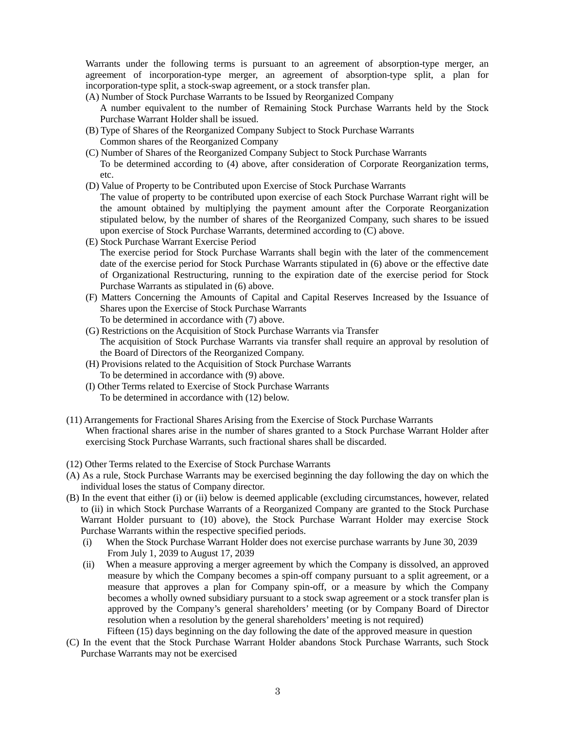Warrants under the following terms is pursuant to an agreement of absorption-type merger, an agreement of incorporation-type merger, an agreement of absorption-type split, a plan for incorporation-type split, a stock-swap agreement, or a stock transfer plan.

(A) Number of Stock Purchase Warrants to be Issued by Reorganized Company
  A number equivalent to the number of Remaining Stock Purchase Warrants held by the Stock Purchase Warrant Holder shall be issued.

(B) Type of Shares of the Reorganized Company Subject to Stock Purchase Warrants
  Common shares of the Reorganized Company

(C) Number of Shares of the Reorganized Company Subject to Stock Purchase Warrants
  To be determined according to (4) above, after consideration of Corporate Reorganization terms, etc.

(D) Value of Property to be Contributed upon Exercise of Stock Purchase Warrants
  The value of property to be contributed upon exercise of each Stock Purchase Warrant right will be the amount obtained by multiplying the payment amount after the Corporate Reorganization stipulated below, by the number of shares of the Reorganized Company, such shares to be issued upon exercise of Stock Purchase Warrants, determined according to (C) above.

(E) Stock Purchase Warrant Exercise Period
  The exercise period for Stock Purchase Warrants shall begin with the later of the commencement date of the exercise period for Stock Purchase Warrants stipulated in (6) above or the effective date of Organizational Restructuring, running to the expiration date of the exercise period for Stock Purchase Warrants as stipulated in (6) above.

(F) Matters Concerning the Amounts of Capital and Capital Reserves Increased by the Issuance of Shares upon the Exercise of Stock Purchase Warrants
  To be determined in accordance with (7) above.

(G) Restrictions on the Acquisition of Stock Purchase Warrants via Transfer
  The acquisition of Stock Purchase Warrants via transfer shall require an approval by resolution of the Board of Directors of the Reorganized Company.

(H) Provisions related to the Acquisition of Stock Purchase Warrants
  To be determined in accordance with (9) above.

(I) Other Terms related to Exercise of Stock Purchase Warrants
  To be determined in accordance with (12) below.

(11) Arrangements for Fractional Shares Arising from the Exercise of Stock Purchase Warrants
  When fractional shares arise in the number of shares granted to a Stock Purchase Warrant Holder after exercising Stock Purchase Warrants, such fractional shares shall be discarded.

(12) Other Terms related to the Exercise of Stock Purchase Warrants

(A) As a rule, Stock Purchase Warrants may be exercised beginning the day following the day on which the individual loses the status of Company director.

(B) In the event that either (i) or (ii) below is deemed applicable (excluding circumstances, however, related to (ii) in which Stock Purchase Warrants of a Reorganized Company are granted to the Stock Purchase Warrant Holder pursuant to (10) above), the Stock Purchase Warrant Holder may exercise Stock Purchase Warrants within the respective specified periods.

  (i) When the Stock Purchase Warrant Holder does not exercise purchase warrants by June 30, 2039
    From July 1, 2039 to August 17, 2039

  (ii) When a measure approving a merger agreement by which the Company is dissolved, an approved measure by which the Company becomes a spin-off company pursuant to a split agreement, or a measure that approves a plan for Company spin-off, or a measure by which the Company becomes a wholly owned subsidiary pursuant to a stock swap agreement or a stock transfer plan is approved by the Company's general shareholders' meeting (or by Company Board of Director resolution when a resolution by the general shareholders' meeting is not required)
    Fifteen (15) days beginning on the day following the date of the approved measure in question

(C) In the event that the Stock Purchase Warrant Holder abandons Stock Purchase Warrants, such Stock Purchase Warrants may not be exercised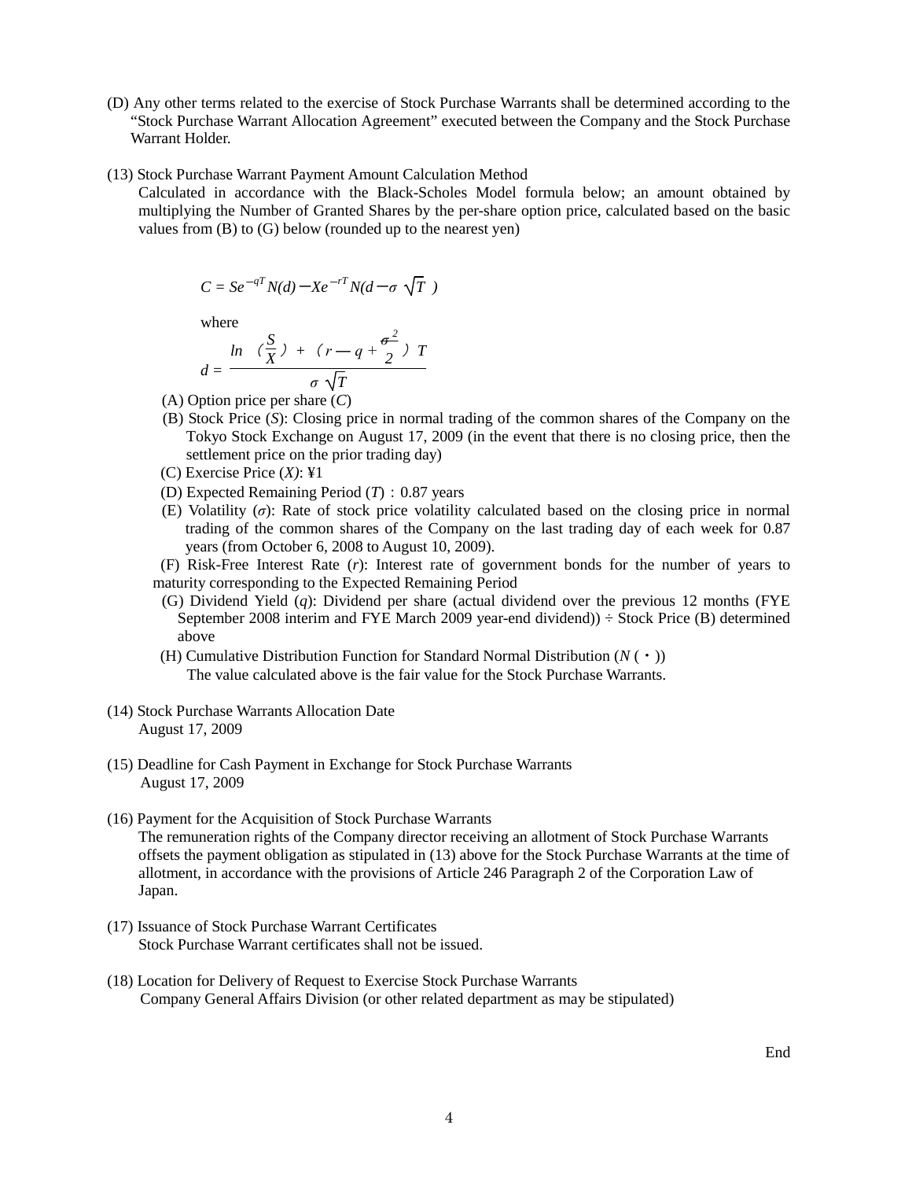(D) Any other terms related to the exercise of Stock Purchase Warrants shall be determined according to the "Stock Purchase Warrant Allocation Agreement" executed between the Company and the Stock Purchase Warrant Holder.

(13) Stock Purchase Warrant Payment Amount Calculation Method

Calculated in accordance with the Black-Scholes Model formula below; an amount obtained by multiplying the Number of Granted Shares by the per-share option price, calculated based on the basic values from (B) to (G) below (rounded up to the nearest yen)

$$C = Se^{-qT}N(d) - Xe^{-rT}N(d - \sigma\sqrt{T})$$

where

$$d = \frac{ln\left(\frac{S}{X}\right) + \left(r - q + \frac{\sigma^2}{2}\right)T}{\sigma\sqrt{T}}$$

(A) Option price per share ($C$)

(B) Stock Price ($S$): Closing price in normal trading of the common shares of the Company on the Tokyo Stock Exchange on August 17, 2009 (in the event that there is no closing price, then the settlement price on the prior trading day)

(C) Exercise Price ($X$): ¥1

(D) Expected Remaining Period ($T$)：0.87 years

(E) Volatility ($\sigma$): Rate of stock price volatility calculated based on the closing price in normal trading of the common shares of the Company on the last trading day of each week for 0.87 years (from October 6, 2008 to August 10, 2009).

(F) Risk-Free Interest Rate ($r$): Interest rate of government bonds for the number of years to maturity corresponding to the Expected Remaining Period

(G) Dividend Yield ($q$): Dividend per share (actual dividend over the previous 12 months (FYE September 2008 interim and FYE March 2009 year-end dividend)) ÷ Stock Price (B) determined above

(H) Cumulative Distribution Function for Standard Normal Distribution ($N$ (・))

The value calculated above is the fair value for the Stock Purchase Warrants.

(14) Stock Purchase Warrants Allocation Date

August 17, 2009

(15) Deadline for Cash Payment in Exchange for Stock Purchase Warrants

August 17, 2009

(16) Payment for the Acquisition of Stock Purchase Warrants

The remuneration rights of the Company director receiving an allotment of Stock Purchase Warrants offsets the payment obligation as stipulated in (13) above for the Stock Purchase Warrants at the time of allotment, in accordance with the provisions of Article 246 Paragraph 2 of the Corporation Law of Japan.

(17) Issuance of Stock Purchase Warrant Certificates

Stock Purchase Warrant certificates shall not be issued.

(18) Location for Delivery of Request to Exercise Stock Purchase Warrants

Company General Affairs Division (or other related department as may be stipulated)

End